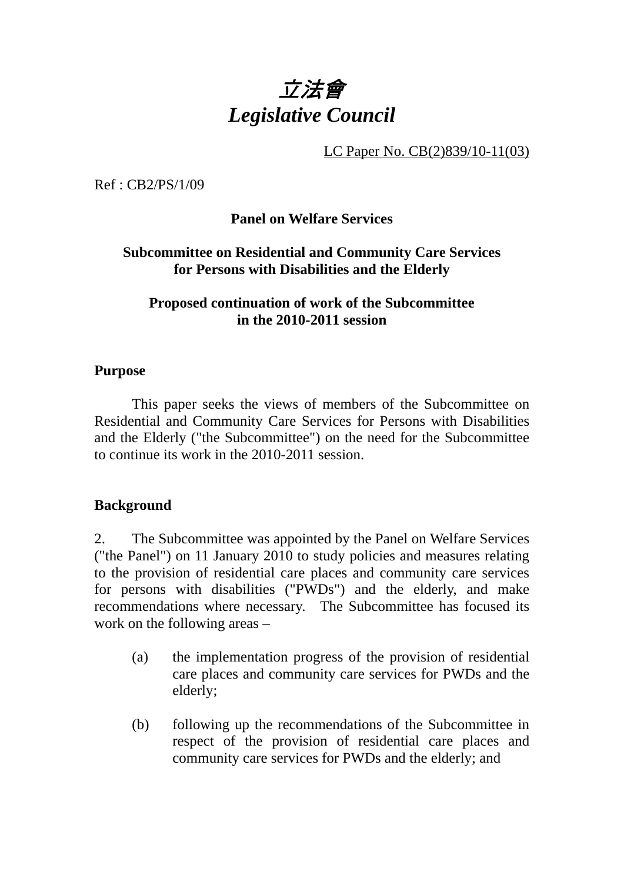# *立法會*
# *Legislative Council*

LC Paper No. CB(2)839/10-11(03)

Ref : CB2/PS/1/09

**Panel on Welfare Services**

**Subcommittee on Residential and Community Care Services for Persons with Disabilities and the Elderly**

**Proposed continuation of work of the Subcommittee in the 2010-2011 session**

## Purpose

This paper seeks the views of members of the Subcommittee on Residential and Community Care Services for Persons with Disabilities and the Elderly ("the Subcommittee") on the need for the Subcommittee to continue its work in the 2010-2011 session.

## Background

2. The Subcommittee was appointed by the Panel on Welfare Services ("the Panel") on 11 January 2010 to study policies and measures relating to the provision of residential care places and community care services for persons with disabilities ("PWDs") and the elderly, and make recommendations where necessary. The Subcommittee has focused its work on the following areas –

(a) the implementation progress of the provision of residential care places and community care services for PWDs and the elderly;

(b) following up the recommendations of the Subcommittee in respect of the provision of residential care places and community care services for PWDs and the elderly; and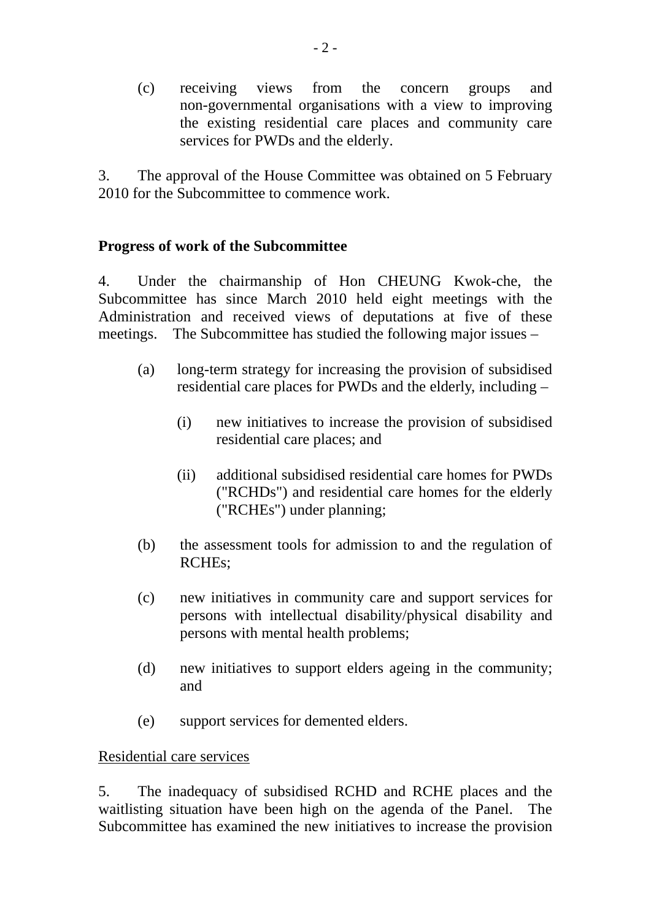(c) receiving views from the concern groups and non-governmental organisations with a view to improving the existing residential care places and community care services for PWDs and the elderly.

3. The approval of the House Committee was obtained on 5 February 2010 for the Subcommittee to commence work.

**Progress of work of the Subcommittee**

4. Under the chairmanship of Hon CHEUNG Kwok-che, the Subcommittee has since March 2010 held eight meetings with the Administration and received views of deputations at five of these meetings. The Subcommittee has studied the following major issues –

(a) long-term strategy for increasing the provision of subsidised residential care places for PWDs and the elderly, including –

   (i) new initiatives to increase the provision of subsidised residential care places; and

   (ii) additional subsidised residential care homes for PWDs ("RCHDs") and residential care homes for the elderly ("RCHEs") under planning;

(b) the assessment tools for admission to and the regulation of RCHEs;

(c) new initiatives in community care and support services for persons with intellectual disability/physical disability and persons with mental health problems;

(d) new initiatives to support elders ageing in the community; and

(e) support services for demented elders.

<u>Residential care services</u>

5. The inadequacy of subsidised RCHD and RCHE places and the waitlisting situation have been high on the agenda of the Panel. The Subcommittee has examined the new initiatives to increase the provision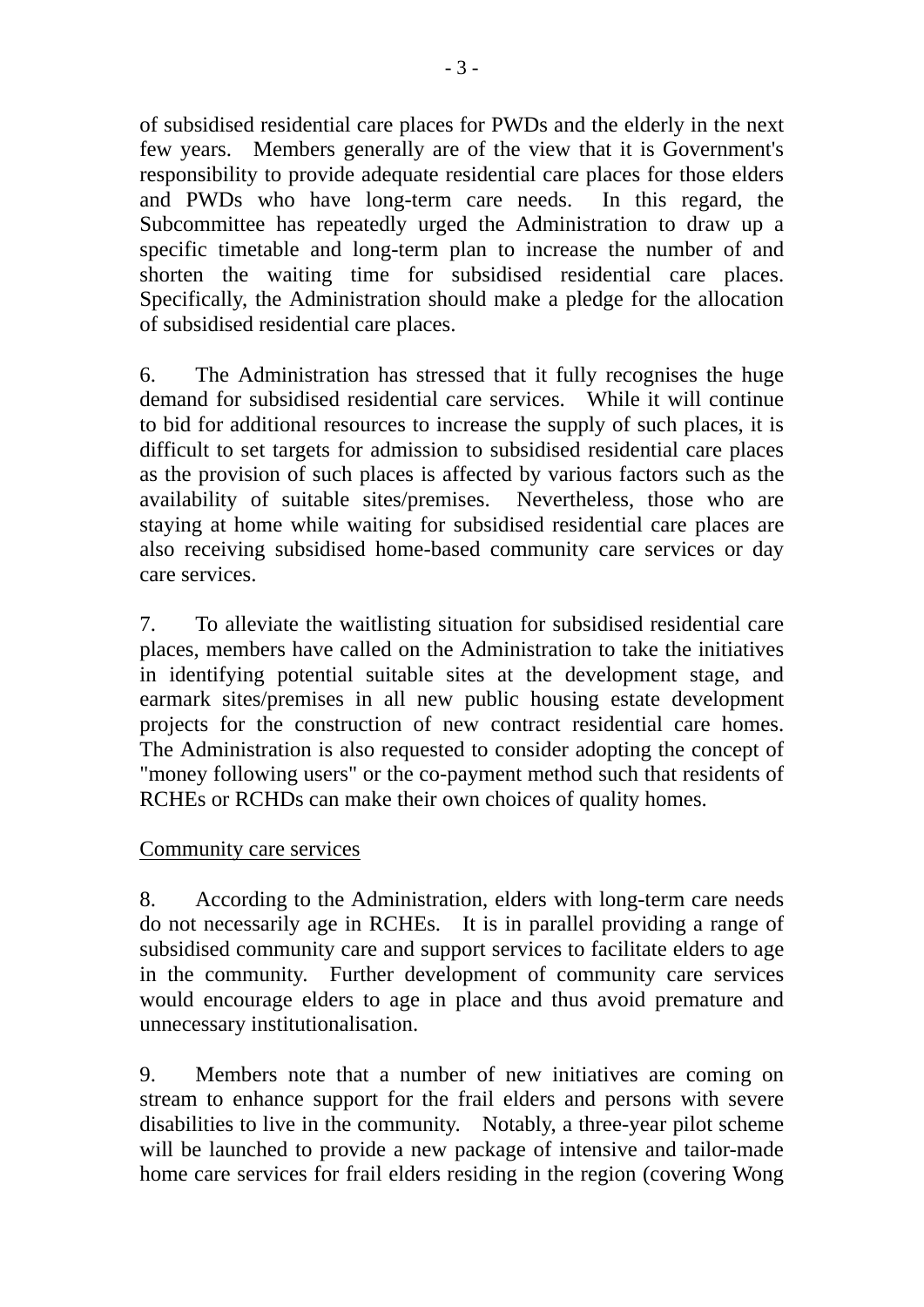of subsidised residential care places for PWDs and the elderly in the next few years. Members generally are of the view that it is Government's responsibility to provide adequate residential care places for those elders and PWDs who have long-term care needs. In this regard, the Subcommittee has repeatedly urged the Administration to draw up a specific timetable and long-term plan to increase the number of and shorten the waiting time for subsidised residential care places. Specifically, the Administration should make a pledge for the allocation of subsidised residential care places.

6. The Administration has stressed that it fully recognises the huge demand for subsidised residential care services. While it will continue to bid for additional resources to increase the supply of such places, it is difficult to set targets for admission to subsidised residential care places as the provision of such places is affected by various factors such as the availability of suitable sites/premises. Nevertheless, those who are staying at home while waiting for subsidised residential care places are also receiving subsidised home-based community care services or day care services.

7. To alleviate the waitlisting situation for subsidised residential care places, members have called on the Administration to take the initiatives in identifying potential suitable sites at the development stage, and earmark sites/premises in all new public housing estate development projects for the construction of new contract residential care homes. The Administration is also requested to consider adopting the concept of "money following users" or the co-payment method such that residents of RCHEs or RCHDs can make their own choices of quality homes.

<u>Community care services</u>

8. According to the Administration, elders with long-term care needs do not necessarily age in RCHEs. It is in parallel providing a range of subsidised community care and support services to facilitate elders to age in the community. Further development of community care services would encourage elders to age in place and thus avoid premature and unnecessary institutionalisation.

9. Members note that a number of new initiatives are coming on stream to enhance support for the frail elders and persons with severe disabilities to live in the community. Notably, a three-year pilot scheme will be launched to provide a new package of intensive and tailor-made home care services for frail elders residing in the region (covering Wong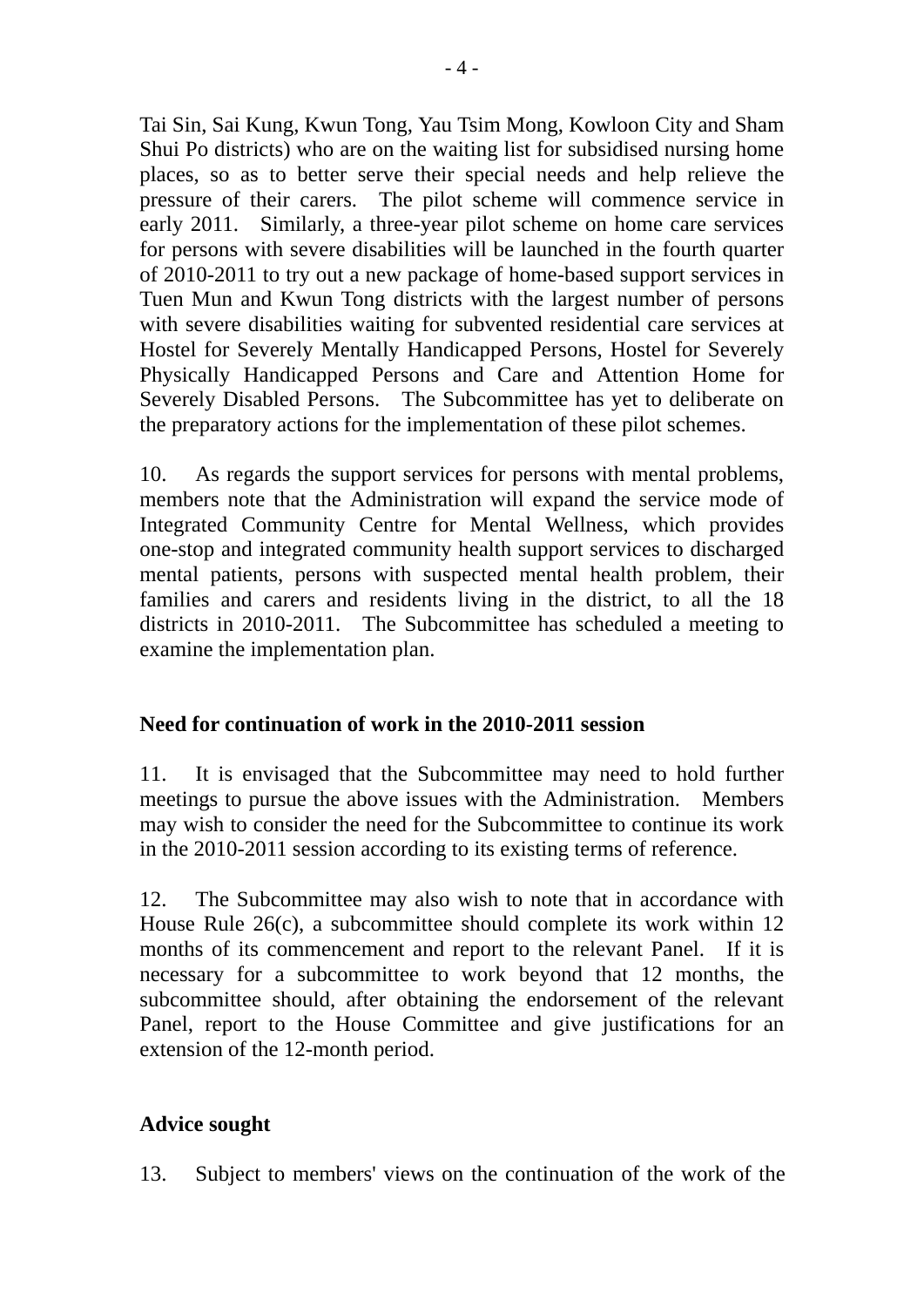Tai Sin, Sai Kung, Kwun Tong, Yau Tsim Mong, Kowloon City and Sham Shui Po districts) who are on the waiting list for subsidised nursing home places, so as to better serve their special needs and help relieve the pressure of their carers. The pilot scheme will commence service in early 2011. Similarly, a three-year pilot scheme on home care services for persons with severe disabilities will be launched in the fourth quarter of 2010-2011 to try out a new package of home-based support services in Tuen Mun and Kwun Tong districts with the largest number of persons with severe disabilities waiting for subvented residential care services at Hostel for Severely Mentally Handicapped Persons, Hostel for Severely Physically Handicapped Persons and Care and Attention Home for Severely Disabled Persons. The Subcommittee has yet to deliberate on the preparatory actions for the implementation of these pilot schemes.

10. As regards the support services for persons with mental problems, members note that the Administration will expand the service mode of Integrated Community Centre for Mental Wellness, which provides one-stop and integrated community health support services to discharged mental patients, persons with suspected mental health problem, their families and carers and residents living in the district, to all the 18 districts in 2010-2011. The Subcommittee has scheduled a meeting to examine the implementation plan.

**Need for continuation of work in the 2010-2011 session**

11. It is envisaged that the Subcommittee may need to hold further meetings to pursue the above issues with the Administration. Members may wish to consider the need for the Subcommittee to continue its work in the 2010-2011 session according to its existing terms of reference.

12. The Subcommittee may also wish to note that in accordance with House Rule 26(c), a subcommittee should complete its work within 12 months of its commencement and report to the relevant Panel. If it is necessary for a subcommittee to work beyond that 12 months, the subcommittee should, after obtaining the endorsement of the relevant Panel, report to the House Committee and give justifications for an extension of the 12-month period.

**Advice sought**

13. Subject to members' views on the continuation of the work of the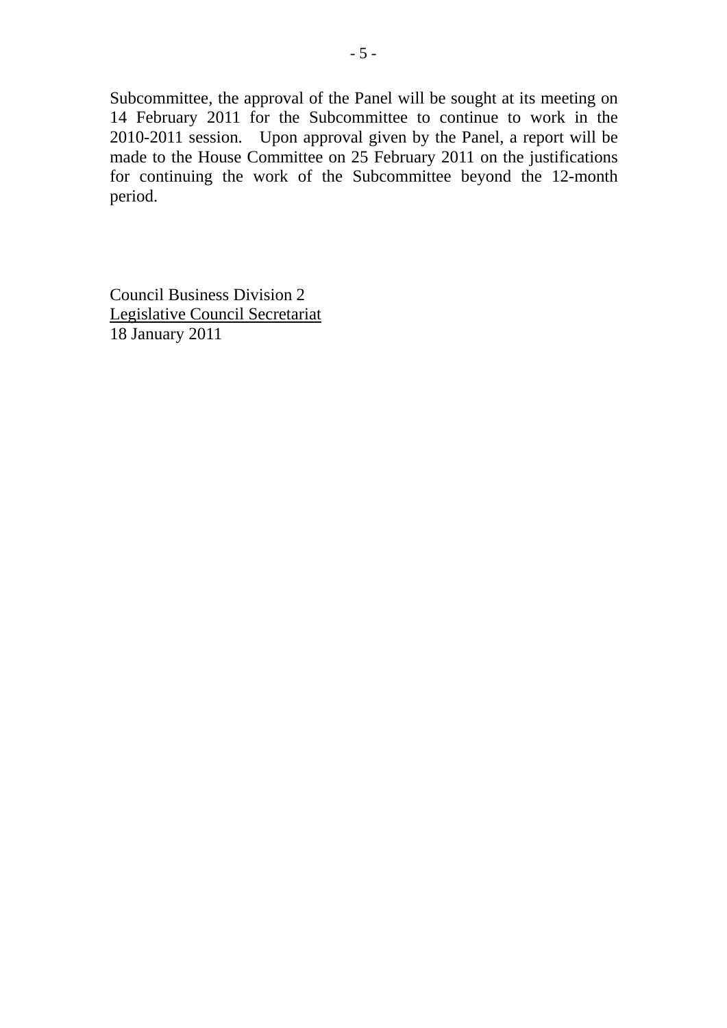Subcommittee, the approval of the Panel will be sought at its meeting on 14 February 2011 for the Subcommittee to continue to work in the 2010-2011 session. Upon approval given by the Panel, a report will be made to the House Committee on 25 February 2011 on the justifications for continuing the work of the Subcommittee beyond the 12-month period.

Council Business Division 2
<u>Legislative Council Secretariat</u>
18 January 2011